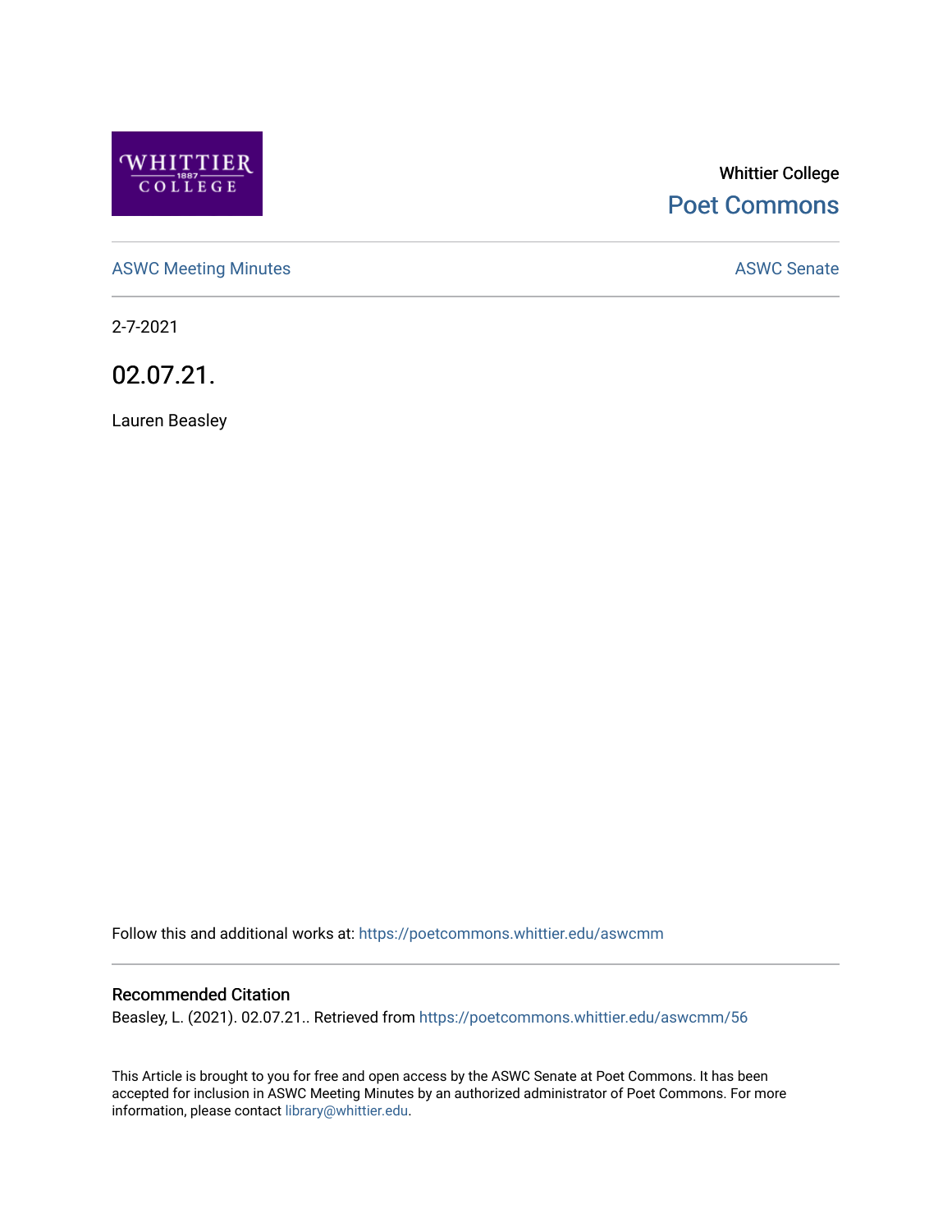Whittier College

Poet Commons

ASWC Meeting Minutes

ASWC Senate

2-7-2021

# 02.07.21.

Lauren Beasley

Follow this and additional works at: https://poetcommons.whittier.edu/aswcmm

## Recommended Citation

Beasley, L. (2021). 02.07.21.. Retrieved from https://poetcommons.whittier.edu/aswcmm/56

This Article is brought to you for free and open access by the ASWC Senate at Poet Commons. It has been accepted for inclusion in ASWC Meeting Minutes by an authorized administrator of Poet Commons. For more information, please contact library@whittier.edu.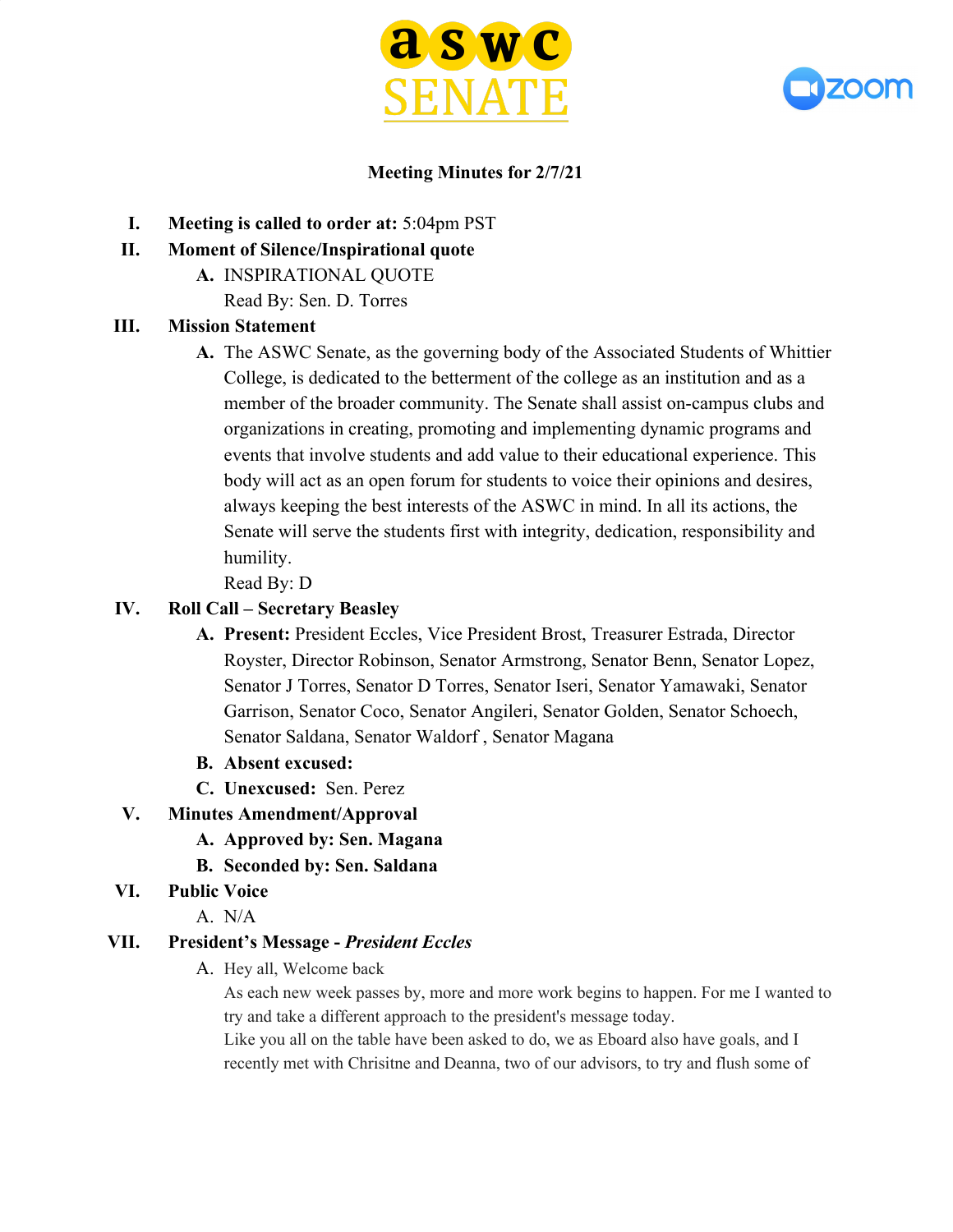**Meeting Minutes for 2/7/21**

I. **Meeting is called to order at:** 5:04pm PST

II. **Moment of Silence/Inspirational quote**

   A. INSPIRATIONAL QUOTE
      Read By: Sen. D. Torres

III. **Mission Statement**

   A. The ASWC Senate, as the governing body of the Associated Students of Whittier College, is dedicated to the betterment of the college as an institution and as a member of the broader community. The Senate shall assist on-campus clubs and organizations in creating, promoting and implementing dynamic programs and events that involve students and add value to their educational experience. This body will act as an open forum for students to voice their opinions and desires, always keeping the best interests of the ASWC in mind. In all its actions, the Senate will serve the students first with integrity, dedication, responsibility and humility.
      Read By: D

IV. **Roll Call – Secretary Beasley**

   A. **Present:** President Eccles, Vice President Brost, Treasurer Estrada, Director Royster, Director Robinson, Senator Armstrong, Senator Benn, Senator Lopez, Senator J Torres, Senator D Torres, Senator Iseri, Senator Yamawaki, Senator Garrison, Senator Coco, Senator Angileri, Senator Golden, Senator Schoech, Senator Saldana, Senator Waldorf , Senator Magana

   B. **Absent excused:**

   C. **Unexcused:** Sen. Perez

V. **Minutes Amendment/Approval**

   A. **Approved by: Sen. Magana**

   B. **Seconded by: Sen. Saldana**

VI. **Public Voice**

   A. N/A

VII. **President's Message -** ***President Eccles***

   A. Hey all, Welcome back
      As each new week passes by, more and more work begins to happen. For me I wanted to try and take a different approach to the president's message today.
      Like you all on the table have been asked to do, we as Eboard also have goals, and I recently met with Chrisitne and Deanna, two of our advisors, to try and flush some of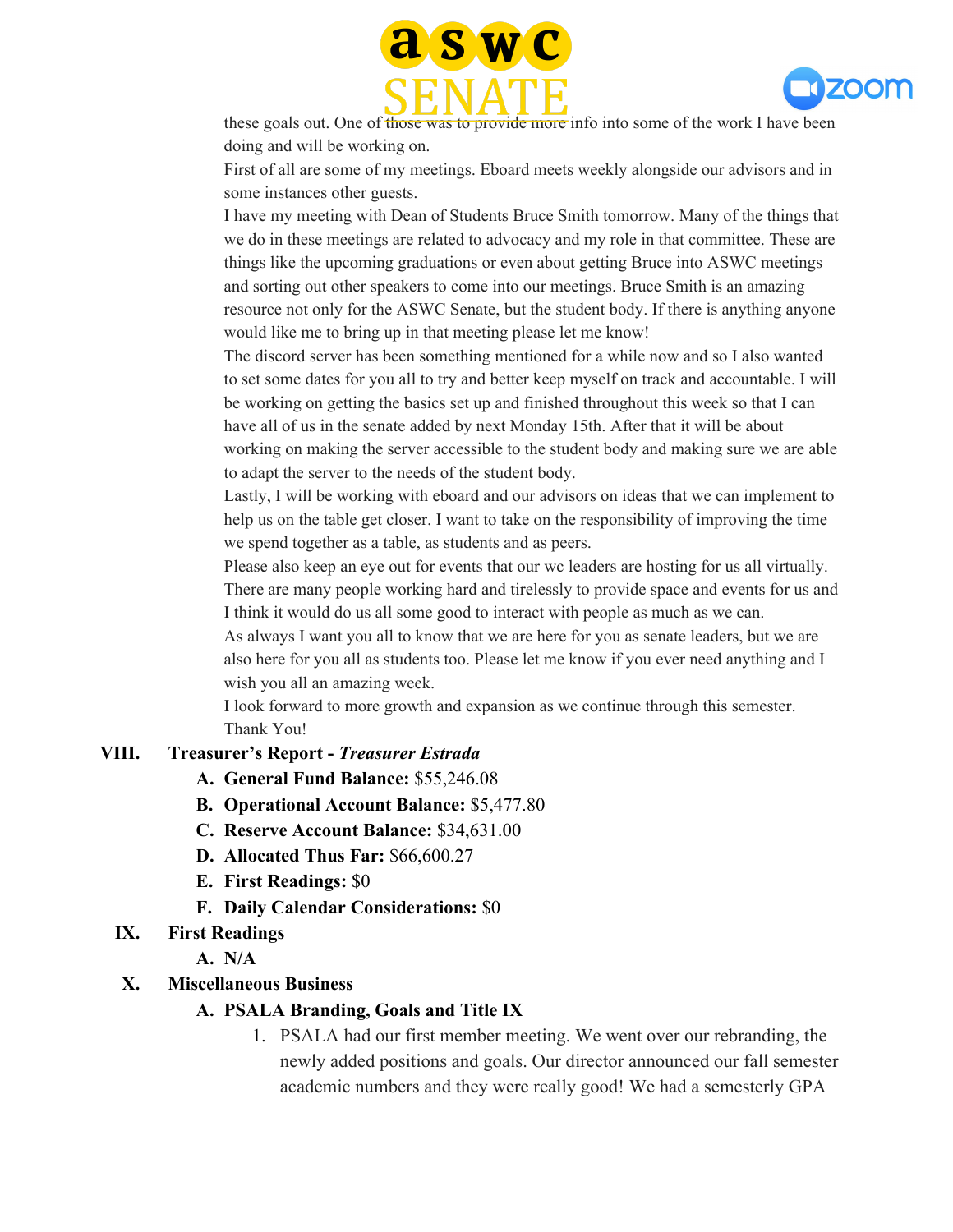these goals out. One of those was to provide more info into some of the work I have been doing and will be working on.

First of all are some of my meetings. Eboard meets weekly alongside our advisors and in some instances other guests.

I have my meeting with Dean of Students Bruce Smith tomorrow. Many of the things that we do in these meetings are related to advocacy and my role in that committee. These are things like the upcoming graduations or even about getting Bruce into ASWC meetings and sorting out other speakers to come into our meetings. Bruce Smith is an amazing resource not only for the ASWC Senate, but the student body. If there is anything anyone would like me to bring up in that meeting please let me know!

The discord server has been something mentioned for a while now and so I also wanted to set some dates for you all to try and better keep myself on track and accountable. I will be working on getting the basics set up and finished throughout this week so that I can have all of us in the senate added by next Monday 15th. After that it will be about working on making the server accessible to the student body and making sure we are able to adapt the server to the needs of the student body.

Lastly, I will be working with eboard and our advisors on ideas that we can implement to help us on the table get closer. I want to take on the responsibility of improving the time we spend together as a table, as students and as peers.

Please also keep an eye out for events that our wc leaders are hosting for us all virtually. There are many people working hard and tirelessly to provide space and events for us and I think it would do us all some good to interact with people as much as we can.

As always I want you all to know that we are here for you as senate leaders, but we are also here for you all as students too. Please let me know if you ever need anything and I wish you all an amazing week.

I look forward to more growth and expansion as we continue through this semester.

Thank You!

## VIII. Treasurer's Report - *Treasurer Estrada*

A. **General Fund Balance:** $55,246.08

B. **Operational Account Balance:** $5,477.80

C. **Reserve Account Balance:** $34,631.00

D. **Allocated Thus Far:** $66,600.27

E. **First Readings:** $0

F. **Daily Calendar Considerations:** $0

## IX. First Readings

A. **N/A**

## X. Miscellaneous Business

### A. PSALA Branding, Goals and Title IX

1. PSALA had our first member meeting. We went over our rebranding, the newly added positions and goals. Our director announced our fall semester academic numbers and they were really good! We had a semesterly GPA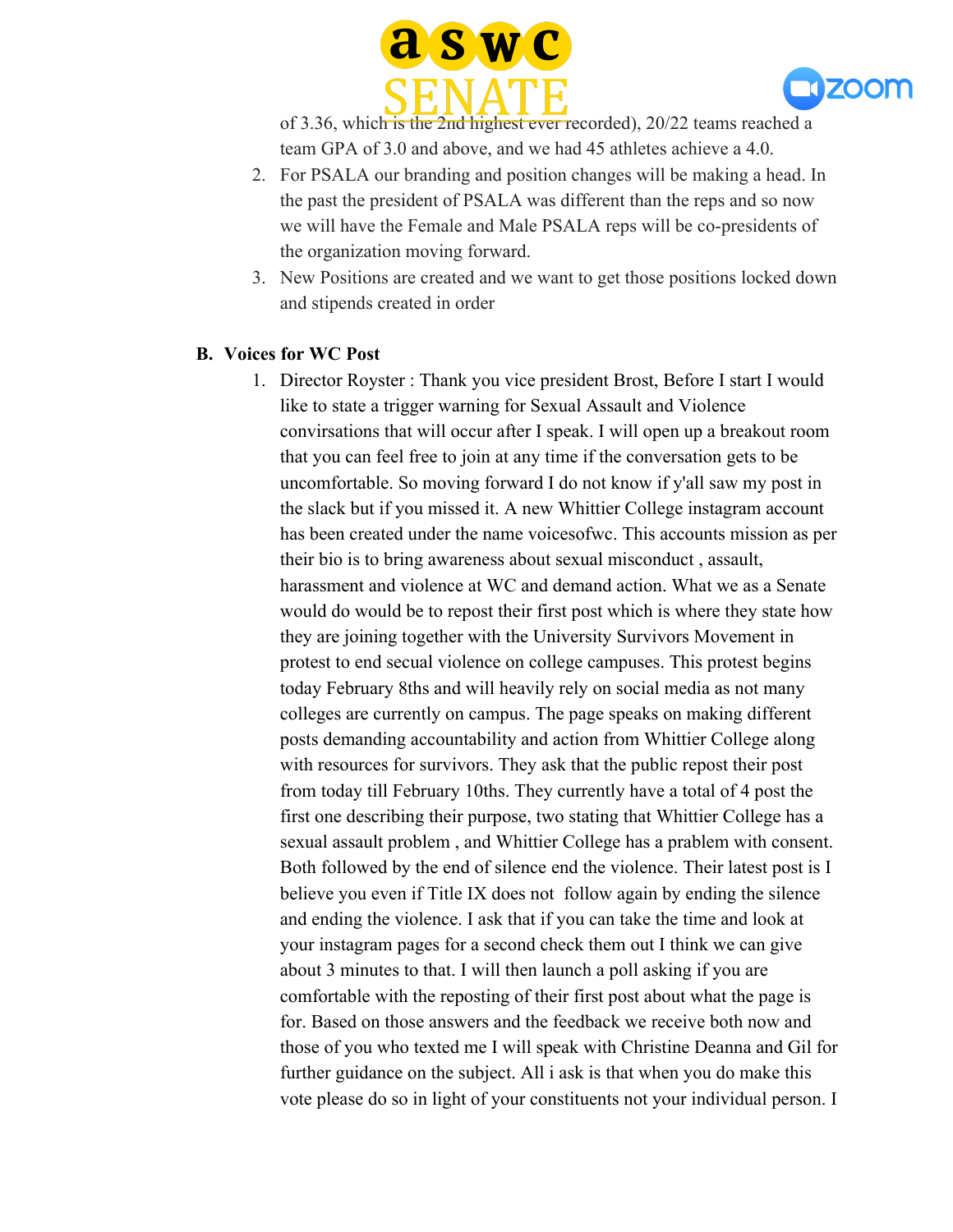of 3.36, which is the 2nd highest ever recorded), 20/22 teams reached a team GPA of 3.0 and above, and we had 45 athletes achieve a 4.0.

2. For PSALA our branding and position changes will be making a head. In the past the president of PSALA was different than the reps and so now we will have the Female and Male PSALA reps will be co-presidents of the organization moving forward.
3. New Positions are created and we want to get those positions locked down and stipends created in order

**B. Voices for WC Post**

1. Director Royster : Thank you vice president Brost, Before I start I would like to state a trigger warning for Sexual Assault and Violence convirsations that will occur after I speak. I will open up a breakout room that you can feel free to join at any time if the conversation gets to be uncomfortable. So moving forward I do not know if y'all saw my post in the slack but if you missed it. A new Whittier College instagram account has been created under the name voicesofwc. This accounts mission as per their bio is to bring awareness about sexual misconduct , assault, harassment and violence at WC and demand action. What we as a Senate would do would be to repost their first post which is where they state how they are joining together with the University Survivors Movement in protest to end secual violence on college campuses. This protest begins today February 8ths and will heavily rely on social media as not many colleges are currently on campus. The page speaks on making different posts demanding accountability and action from Whittier College along with resources for survivors. They ask that the public repost their post from today till February 10ths. They currently have a total of 4 post the first one describing their purpose, two stating that Whittier College has a sexual assault problem , and Whittier College has a prablem with consent. Both followed by the end of silence end the violence. Their latest post is I believe you even if Title IX does not follow again by ending the silence and ending the violence. I ask that if you can take the time and look at your instagram pages for a second check them out I think we can give about 3 minutes to that. I will then launch a poll asking if you are comfortable with the reposting of their first post about what the page is for. Based on those answers and the feedback we receive both now and those of you who texted me I will speak with Christine Deanna and Gil for further guidance on the subject. All i ask is that when you do make this vote please do so in light of your constituents not your individual person. I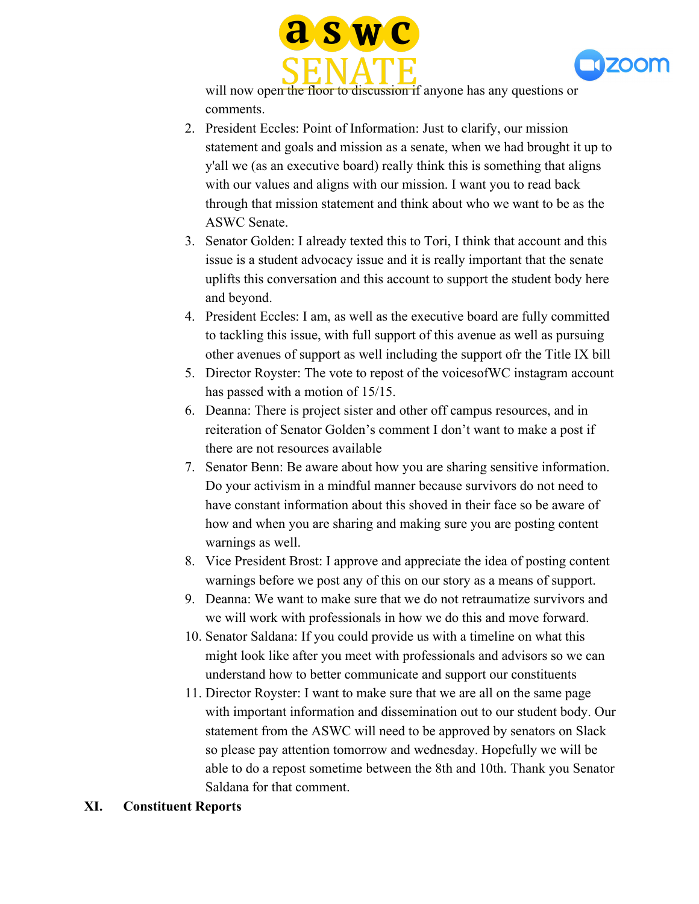will now open the floor to discussion if anyone has any questions or comments.

2. President Eccles: Point of Information: Just to clarify, our mission statement and goals and mission as a senate, when we had brought it up to y'all we (as an executive board) really think this is something that aligns with our values and aligns with our mission. I want you to read back through that mission statement and think about who we want to be as the ASWC Senate.
3. Senator Golden: I already texted this to Tori, I think that account and this issue is a student advocacy issue and it is really important that the senate uplifts this conversation and this account to support the student body here and beyond.
4. President Eccles: I am, as well as the executive board are fully committed to tackling this issue, with full support of this avenue as well as pursuing other avenues of support as well including the support ofr the Title IX bill
5. Director Royster: The vote to repost of the voicesofWC instagram account has passed with a motion of 15/15.
6. Deanna: There is project sister and other off campus resources, and in reiteration of Senator Golden's comment I don't want to make a post if there are not resources available
7. Senator Benn: Be aware about how you are sharing sensitive information. Do your activism in a mindful manner because survivors do not need to have constant information about this shoved in their face so be aware of how and when you are sharing and making sure you are posting content warnings as well.
8. Vice President Brost: I approve and appreciate the idea of posting content warnings before we post any of this on our story as a means of support.
9. Deanna: We want to make sure that we do not retraumatize survivors and we will work with professionals in how we do this and move forward.
10. Senator Saldana: If you could provide us with a timeline on what this might look like after you meet with professionals and advisors so we can understand how to better communicate and support our constituents
11. Director Royster: I want to make sure that we are all on the same page with important information and dissemination out to our student body. Our statement from the ASWC will need to be approved by senators on Slack so please pay attention tomorrow and wednesday. Hopefully we will be able to do a repost sometime between the 8th and 10th. Thank you Senator Saldana for that comment.

## XI. Constituent Reports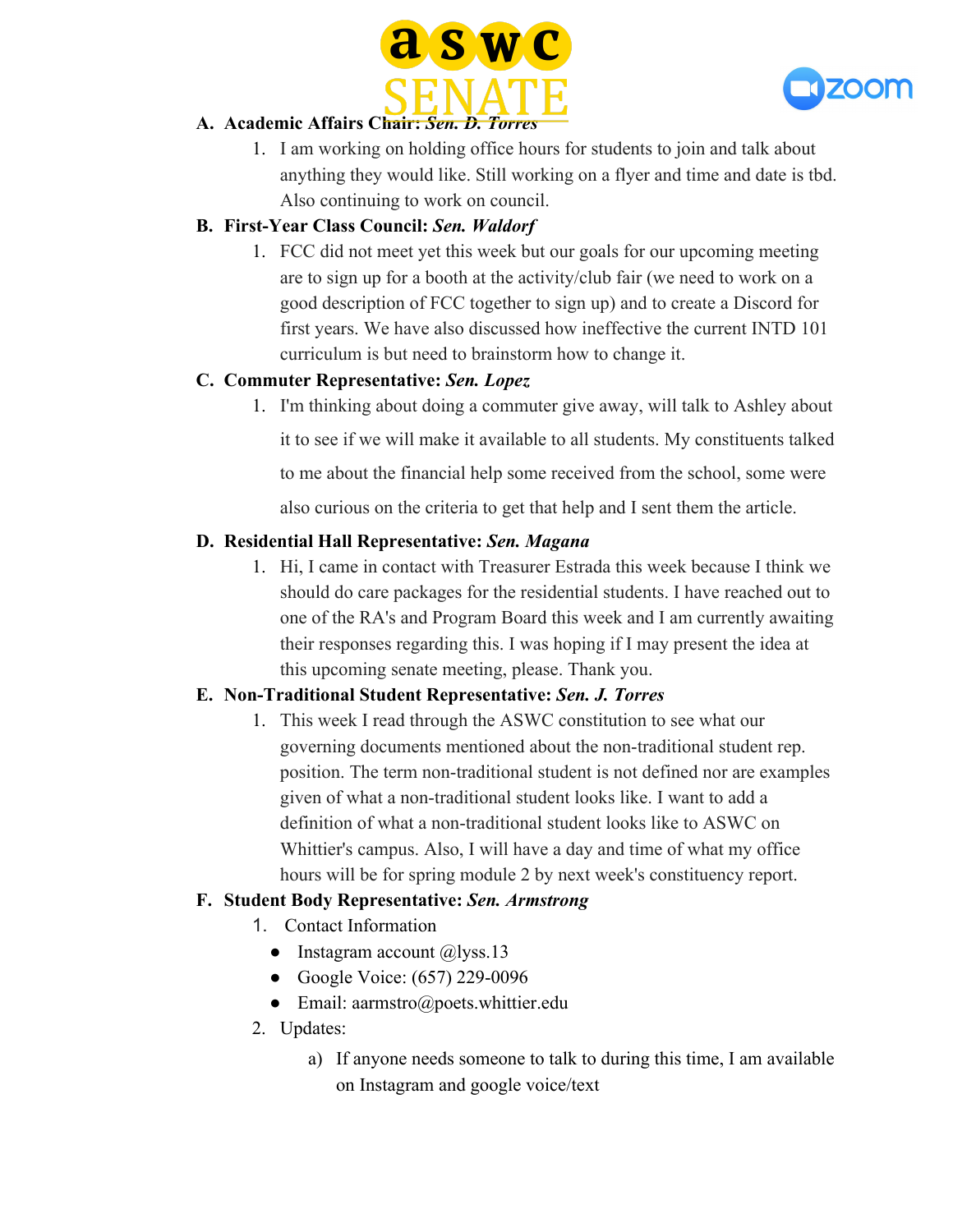A. **Academic Affairs Chair: *Sen. D. Torres***
   1. I am working on holding office hours for students to join and talk about anything they would like. Still working on a flyer and time and date is tbd. Also continuing to work on council.

B. **First-Year Class Council: *Sen. Waldorf***
   1. FCC did not meet yet this week but our goals for our upcoming meeting are to sign up for a booth at the activity/club fair (we need to work on a good description of FCC together to sign up) and to create a Discord for first years. We have also discussed how ineffective the current INTD 101 curriculum is but need to brainstorm how to change it.

C. **Commuter Representative: *Sen. Lopez***
   1. I'm thinking about doing a commuter give away, will talk to Ashley about it to see if we will make it available to all students. My constituents talked to me about the financial help some received from the school, some were also curious on the criteria to get that help and I sent them the article.

D. **Residential Hall Representative: *Sen. Magana***
   1. Hi, I came in contact with Treasurer Estrada this week because I think we should do care packages for the residential students. I have reached out to one of the RA's and Program Board this week and I am currently awaiting their responses regarding this. I was hoping if I may present the idea at this upcoming senate meeting, please. Thank you.

E. **Non-Traditional Student Representative: *Sen. J. Torres***
   1. This week I read through the ASWC constitution to see what our governing documents mentioned about the non-traditional student rep. position. The term non-traditional student is not defined nor are examples given of what a non-traditional student looks like. I want to add a definition of what a non-traditional student looks like to ASWC on Whittier's campus. Also, I will have a day and time of what my office hours will be for spring module 2 by next week's constituency report.

F. **Student Body Representative: *Sen. Armstrong***
   1. Contact Information
      - Instagram account @lyss.13
      - Google Voice: (657) 229-0096
      - Email: aarmstro@poets.whittier.edu
   2. Updates:
      a) If anyone needs someone to talk to during this time, I am available on Instagram and google voice/text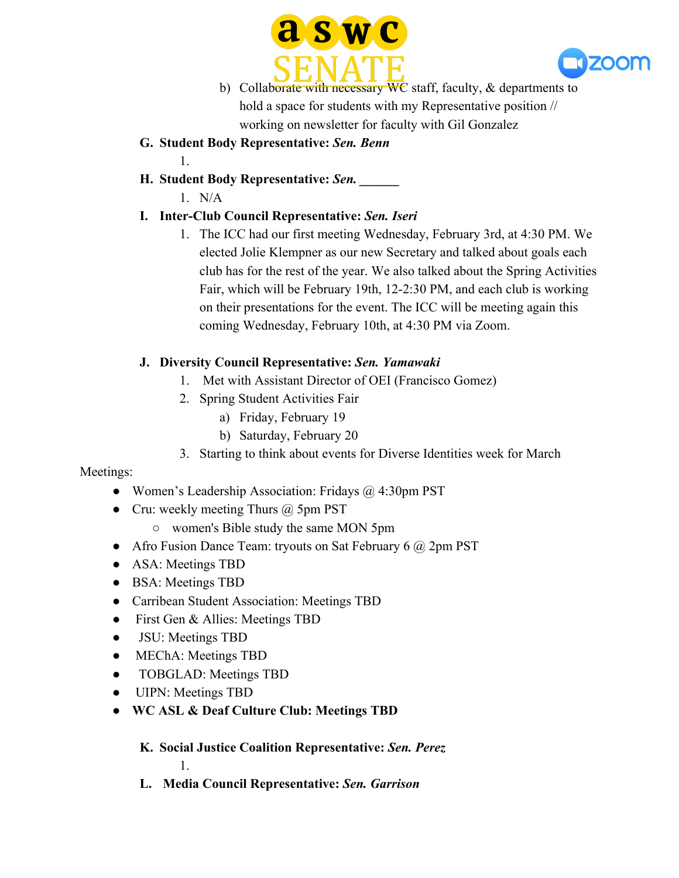b) Collaborate with necessary WC staff, faculty, & departments to hold a space for students with my Representative position // working on newsletter for faculty with Gil Gonzalez

**G. Student Body Representative: *Sen. Benn***

1.

**H. Student Body Representative: *Sen.* ______**

1. N/A

**I. Inter-Club Council Representative: *Sen. Iseri***

1. The ICC had our first meeting Wednesday, February 3rd, at 4:30 PM. We elected Jolie Klempner as our new Secretary and talked about goals each club has for the rest of the year. We also talked about the Spring Activities Fair, which will be February 19th, 12-2:30 PM, and each club is working on their presentations for the event. The ICC will be meeting again this coming Wednesday, February 10th, at 4:30 PM via Zoom.

**J. Diversity Council Representative: *Sen. Yamawaki***

1. Met with Assistant Director of OEI (Francisco Gomez)
2. Spring Student Activities Fair
   a) Friday, February 19
   b) Saturday, February 20
3. Starting to think about events for Diverse Identities week for March

Meetings:

- Women's Leadership Association: Fridays @ 4:30pm PST
- Cru: weekly meeting Thurs @ 5pm PST
  - women's Bible study the same MON 5pm
- Afro Fusion Dance Team: tryouts on Sat February 6 @ 2pm PST
- ASA: Meetings TBD
- BSA: Meetings TBD
- Carribean Student Association: Meetings TBD
- First Gen & Allies: Meetings TBD
- JSU: Meetings TBD
- MEChA: Meetings TBD
- TOBGLAD: Meetings TBD
- UIPN: Meetings TBD
- **WC ASL & Deaf Culture Club: Meetings TBD**

**K. Social Justice Coalition Representative: *Sen. Perez***

1.

**L. Media Council Representative: *Sen. Garrison***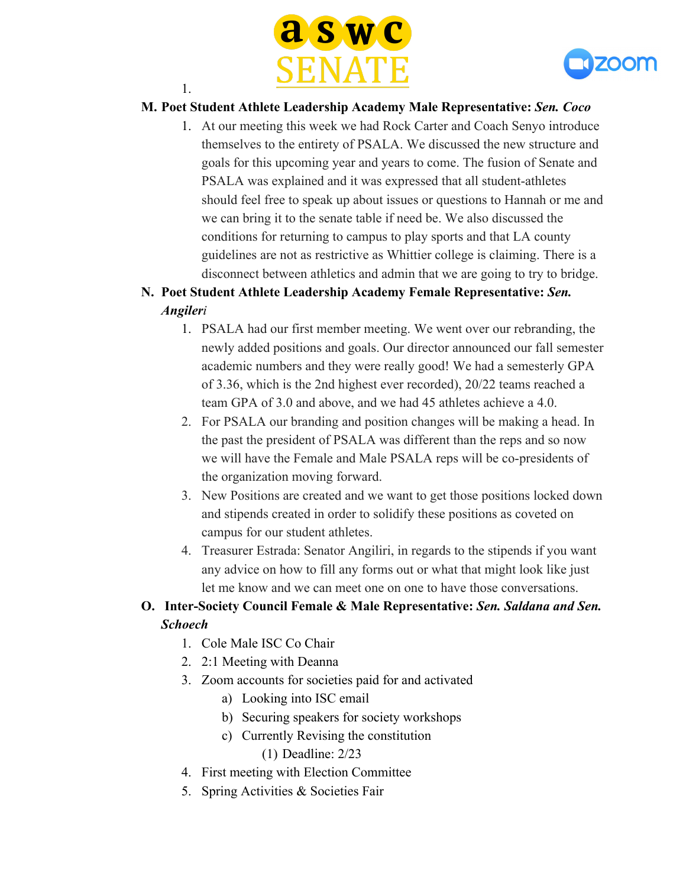1.

**M. Poet Student Athlete Leadership Academy Male Representative:** ***Sen. Coco***

1. At our meeting this week we had Rock Carter and Coach Senyo introduce themselves to the entirety of PSALA. We discussed the new structure and goals for this upcoming year and years to come. The fusion of Senate and PSALA was explained and it was expressed that all student-athletes should feel free to speak up about issues or questions to Hannah or me and we can bring it to the senate table if need be. We also discussed the conditions for returning to campus to play sports and that LA county guidelines are not as restrictive as Whittier college is claiming. There is a disconnect between athletics and admin that we are going to try to bridge.

**N. Poet Student Athlete Leadership Academy Female Representative:** ***Sen. Angileri***

1. PSALA had our first member meeting. We went over our rebranding, the newly added positions and goals. Our director announced our fall semester academic numbers and they were really good! We had a semesterly GPA of 3.36, which is the 2nd highest ever recorded), 20/22 teams reached a team GPA of 3.0 and above, and we had 45 athletes achieve a 4.0.
2. For PSALA our branding and position changes will be making a head. In the past the president of PSALA was different than the reps and so now we will have the Female and Male PSALA reps will be co-presidents of the organization moving forward.
3. New Positions are created and we want to get those positions locked down and stipends created in order to solidify these positions as coveted on campus for our student athletes.
4. Treasurer Estrada: Senator Angiliri, in regards to the stipends if you want any advice on how to fill any forms out or what that might look like just let me know and we can meet one on one to have those conversations.

**O. Inter-Society Council Female & Male Representative:** ***Sen. Saldana and Sen. Schoech***

1. Cole Male ISC Co Chair
2. 2:1 Meeting with Deanna
3. Zoom accounts for societies paid for and activated
    a) Looking into ISC email
    b) Securing speakers for society workshops
    c) Currently Revising the constitution
        (1) Deadline: 2/23
4. First meeting with Election Committee
5. Spring Activities & Societies Fair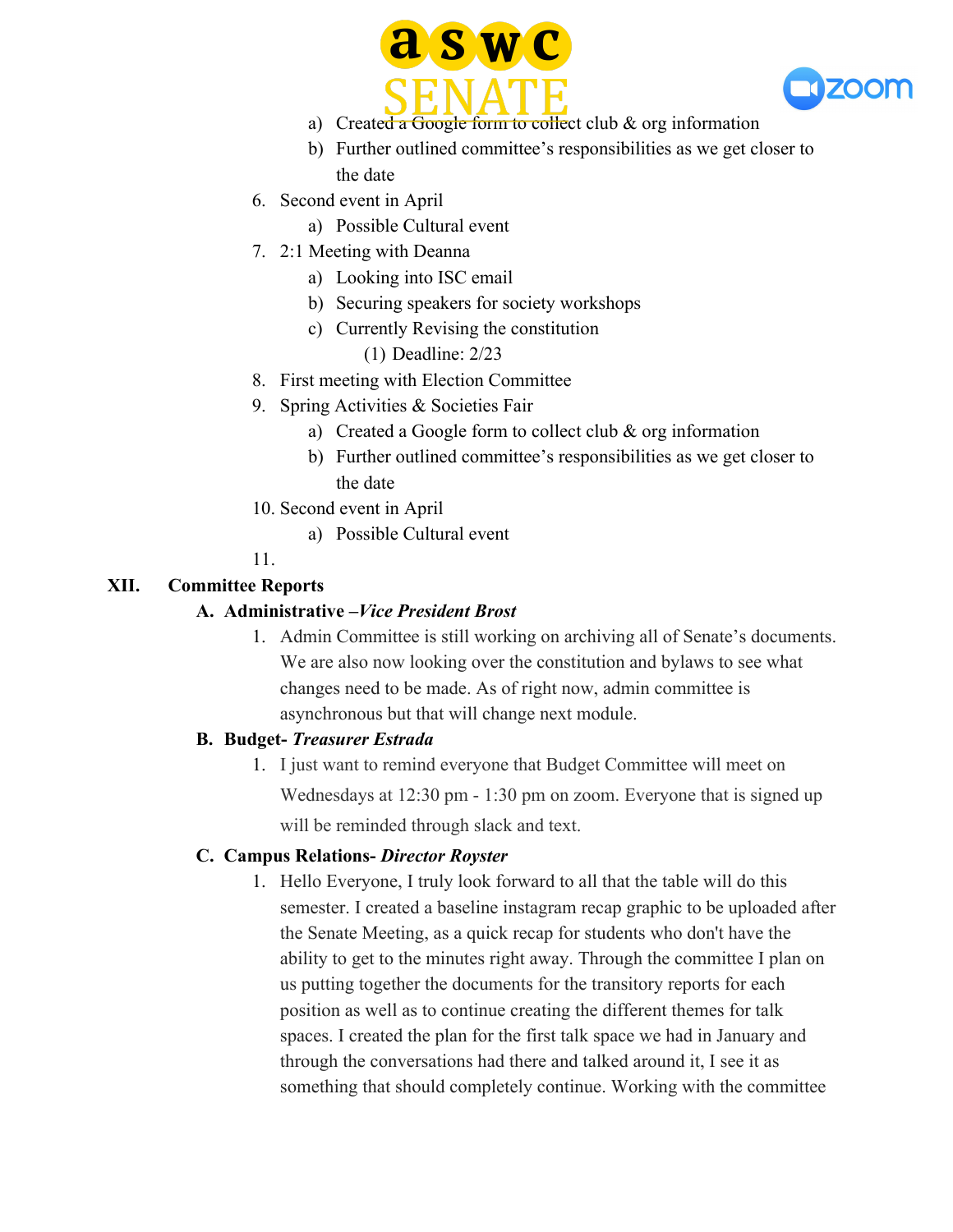a) Created a Google form to collect club & org information

b) Further outlined committee's responsibilities as we get closer to the date

6. Second event in April

   a) Possible Cultural event

7. 2:1 Meeting with Deanna

   a) Looking into ISC email

   b) Securing speakers for society workshops

   c) Currently Revising the constitution

      (1) Deadline: 2/23

8. First meeting with Election Committee

9. Spring Activities & Societies Fair

   a) Created a Google form to collect club & org information

   b) Further outlined committee's responsibilities as we get closer to the date

10. Second event in April

    a) Possible Cultural event

11. 

## XII. Committee Reports

### A. Administrative –*Vice President Brost*

1. Admin Committee is still working on archiving all of Senate's documents. We are also now looking over the constitution and bylaws to see what changes need to be made. As of right now, admin committee is asynchronous but that will change next module.

### B. Budget- *Treasurer Estrada*

1. I just want to remind everyone that Budget Committee will meet on Wednesdays at 12:30 pm - 1:30 pm on zoom. Everyone that is signed up will be reminded through slack and text.

### C. Campus Relations- *Director Royster*

1. Hello Everyone, I truly look forward to all that the table will do this semester. I created a baseline instagram recap graphic to be uploaded after the Senate Meeting, as a quick recap for students who don't have the ability to get to the minutes right away. Through the committee I plan on us putting together the documents for the transitory reports for each position as well as to continue creating the different themes for talk spaces. I created the plan for the first talk space we had in January and through the conversations had there and talked around it, I see it as something that should completely continue. Working with the committee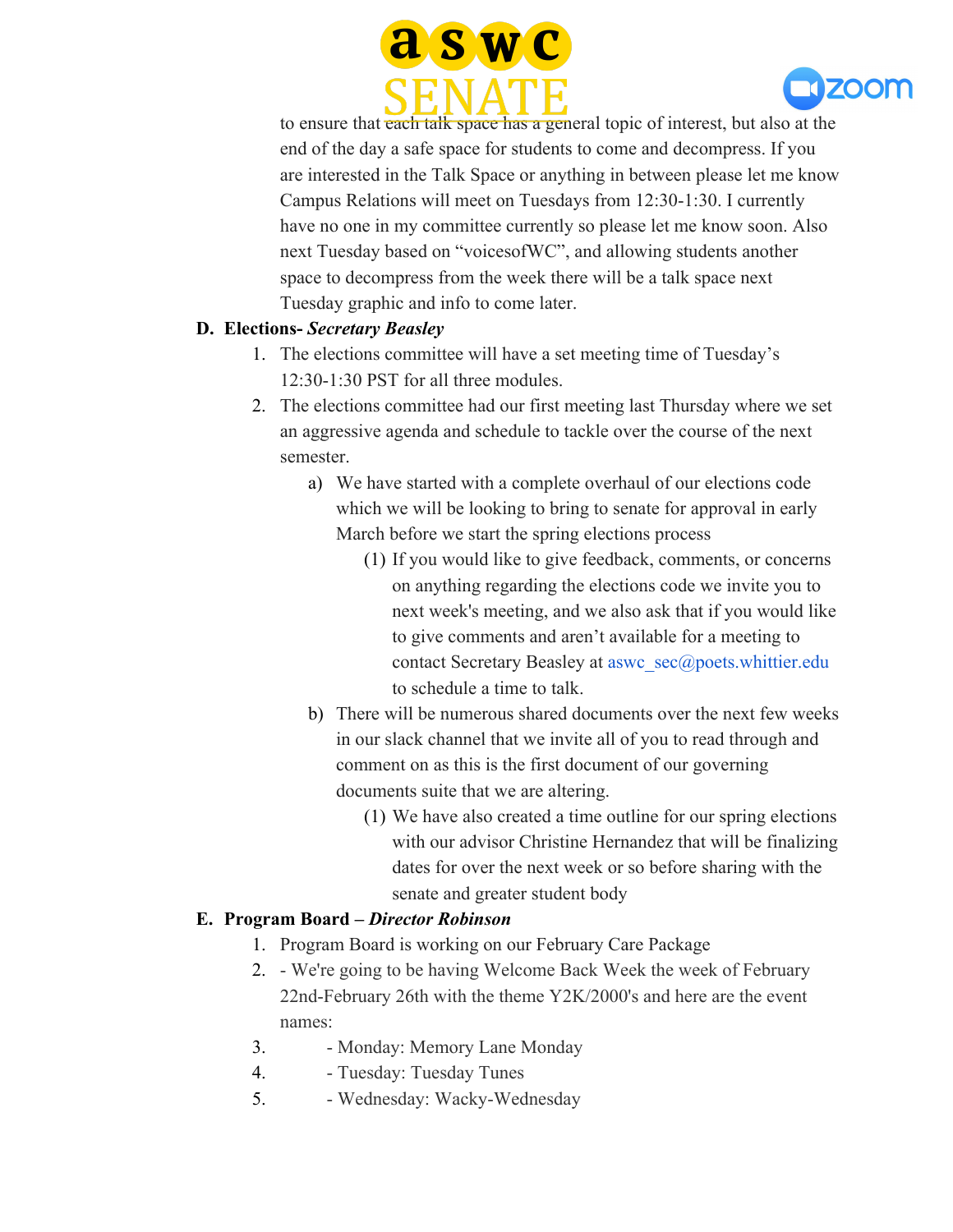to ensure that each talk space has a general topic of interest, but also at the end of the day a safe space for students to come and decompress. If you are interested in the Talk Space or anything in between please let me know Campus Relations will meet on Tuesdays from 12:30-1:30. I currently have no one in my committee currently so please let me know soon. Also next Tuesday based on "voicesofWC", and allowing students another space to decompress from the week there will be a talk space next Tuesday graphic and info to come later.

**D. Elections- *Secretary Beasley***

1. The elections committee will have a set meeting time of Tuesday's 12:30-1:30 PST for all three modules.
2. The elections committee had our first meeting last Thursday where we set an aggressive agenda and schedule to tackle over the course of the next semester.
    a) We have started with a complete overhaul of our elections code which we will be looking to bring to senate for approval in early March before we start the spring elections process
        (1) If you would like to give feedback, comments, or concerns on anything regarding the elections code we invite you to next week's meeting, and we also ask that if you would like to give comments and aren't available for a meeting to contact Secretary Beasley at aswc_sec@poets.whittier.edu to schedule a time to talk.
    b) There will be numerous shared documents over the next few weeks in our slack channel that we invite all of you to read through and comment on as this is the first document of our governing documents suite that we are altering.
        (1) We have also created a time outline for our spring elections with our advisor Christine Hernandez that will be finalizing dates for over the next week or so before sharing with the senate and greater student body

**E. Program Board – *Director Robinson***

1. Program Board is working on our February Care Package
2. - We're going to be having Welcome Back Week the week of February 22nd-February 26th with the theme Y2K/2000's and here are the event names:
3. - Monday: Memory Lane Monday
4. - Tuesday: Tuesday Tunes
5. - Wednesday: Wacky-Wednesday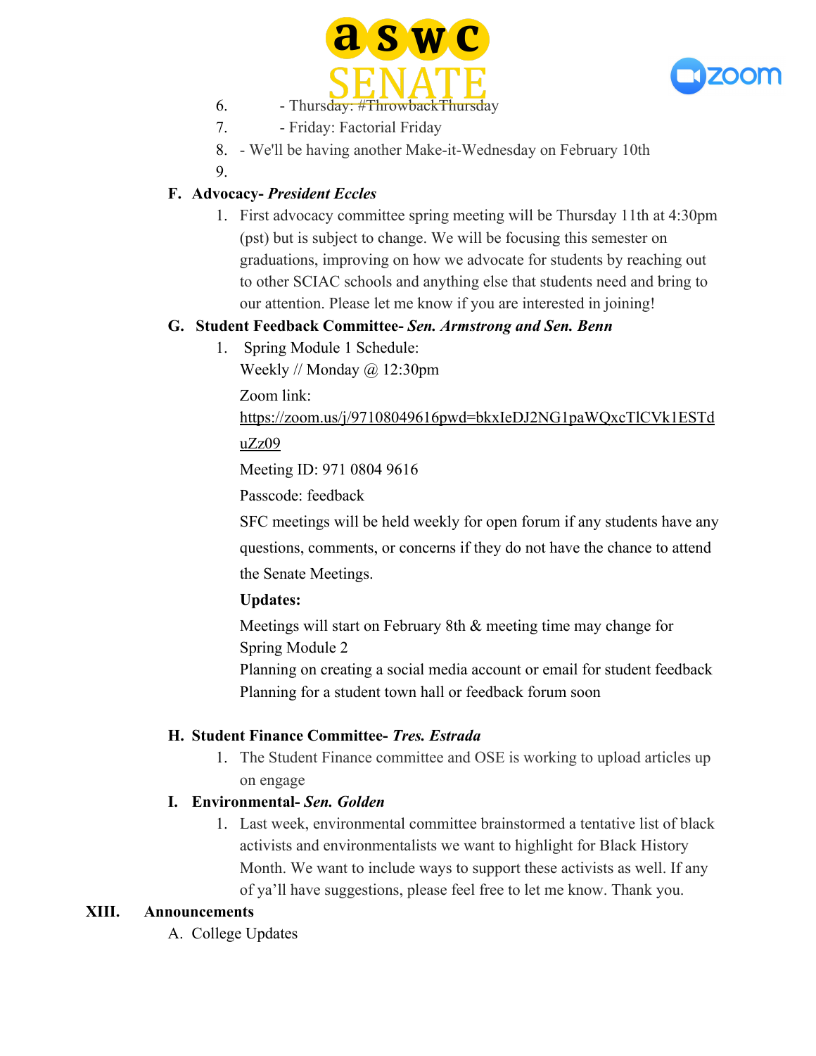6. - Thursday: #ThrowbackThursday
7. - Friday: Factorial Friday
8. - We'll be having another Make-it-Wednesday on February 10th
9.

**F. Advocacy- *President Eccles***

1. First advocacy committee spring meeting will be Thursday 11th at 4:30pm (pst) but is subject to change. We will be focusing this semester on graduations, improving on how we advocate for students by reaching out to other SCIAC schools and anything else that students need and bring to our attention. Please let me know if you are interested in joining!

**G. Student Feedback Committee- *Sen. Armstrong and Sen. Benn***

1. Spring Module 1 Schedule:

   Weekly // Monday @ 12:30pm

   Zoom link:

   https://zoom.us/j/97108049616pwd=bkxIeDJ2NG1paWQxcTlCVk1ESTduZz09

   Meeting ID: 971 0804 9616

   Passcode: feedback

   SFC meetings will be held weekly for open forum if any students have any questions, comments, or concerns if they do not have the chance to attend the Senate Meetings.

   **Updates:**

   Meetings will start on February 8th & meeting time may change for Spring Module 2

   Planning on creating a social media account or email for student feedback

   Planning for a student town hall or feedback forum soon

**H. Student Finance Committee- *Tres. Estrada***

1. The Student Finance committee and OSE is working to upload articles up on engage

**I. Environmental- *Sen. Golden***

1. Last week, environmental committee brainstormed a tentative list of black activists and environmentalists we want to highlight for Black History Month. We want to include ways to support these activists as well. If any of ya'll have suggestions, please feel free to let me know. Thank you.

## XIII. Announcements

A. College Updates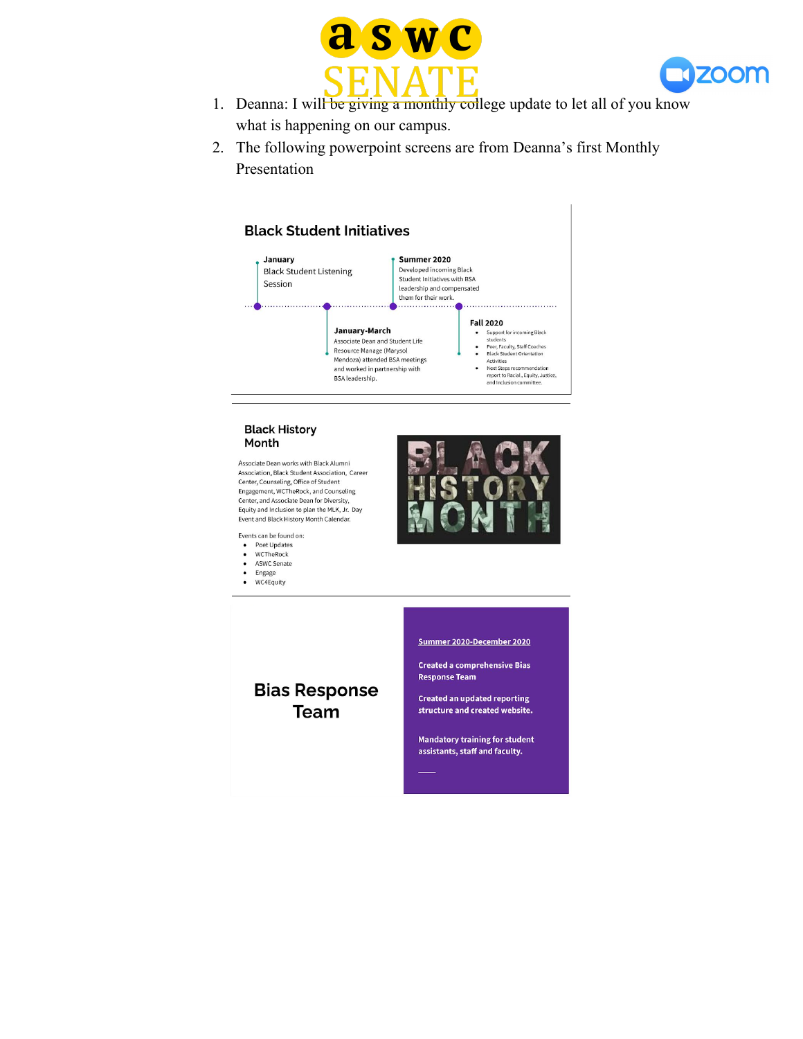1. Deanna: I will be giving a monthly college update to let all of you know what is happening on our campus.
2. The following powerpoint screens are from Deanna's first Monthly Presentation

## Black Student Initiatives

**January**
Black Student Listening Session

**January-March**
Associate Dean and Student Life Resource Manage (Marysol Mendoza) attended BSA meetings and worked in partnership with BSA leadership.

**Summer 2020**
Developed incoming Black Student Initiatives with BSA leadership and compensated them for their work.

**Fall 2020**

- Support for incoming Black students
- Peer, Faculty, Staff Coaches
- Black Student Orientation Activities
- Next Steps recommendation report to Racial, Equity, Justice, and Inclusion committee.

## Black History Month

Associate Dean works with Black Alumni Association, Black Student Association, Career Center, Counseling, Office of Student Engagement, WCTheRock, and Counseling Center, and Associate Dean for Diversity, Equity and Inclusion to plan the MLK, Jr. Day Event and Black History Month Calendar.

Events can be found on:

- Poet Updates
- WCTheRock
- ASWC Senate
- Engage
- WC4Equity

BLACK HISTORY MONTH

## Bias Response Team

**Summer 2020-December 2020**

**Created a comprehensive Bias Response Team**

**Created an updated reporting structure and created website.**

**Mandatory training for student assistants, staff and faculty.**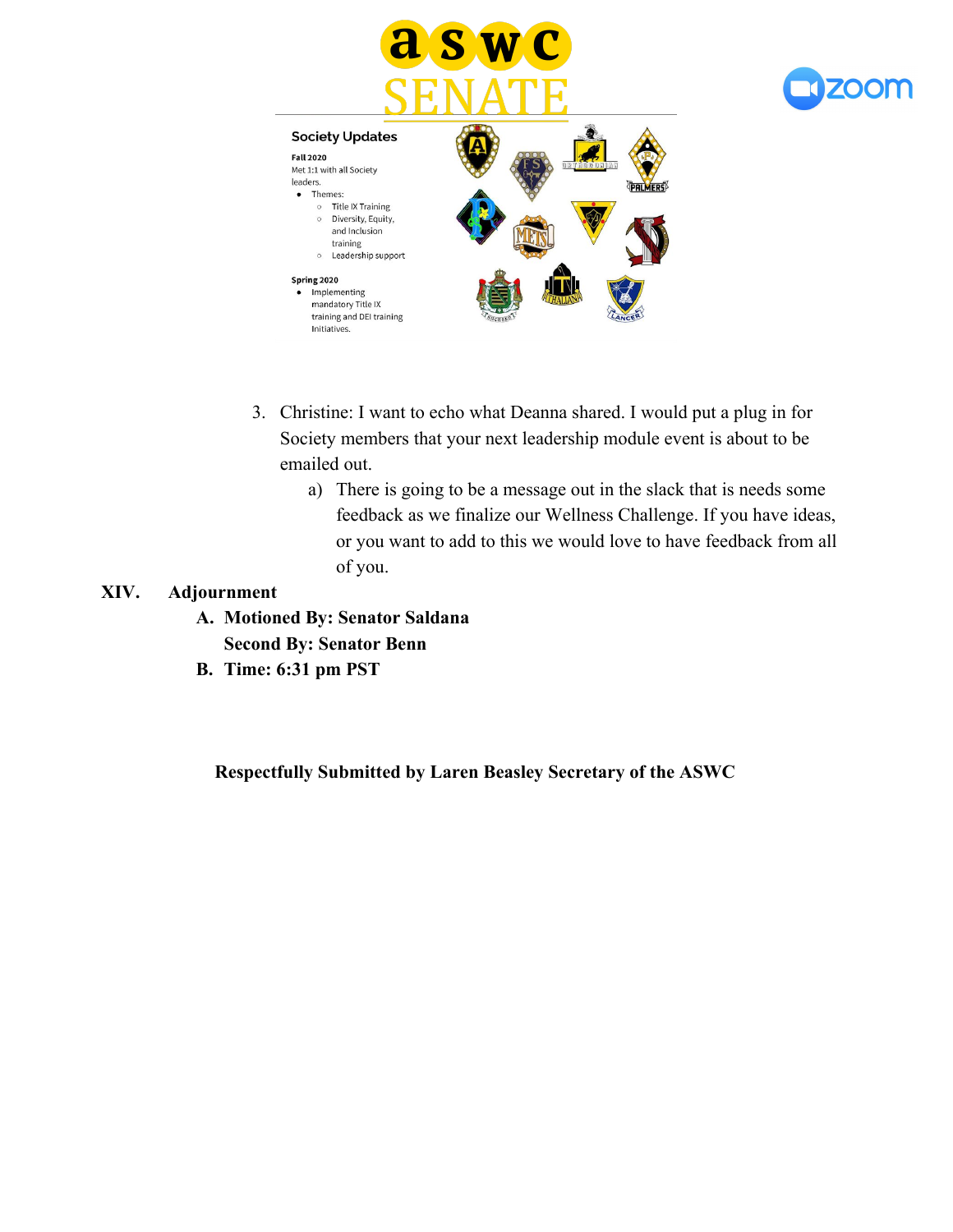Society Updates

**Fall 2020**

Met 1:1 with all Society leaders.

- Themes:
  - Title IX Training
  - Diversity, Equity, and Inclusion training
  - Leadership support

**Spring 2020**

- Implementing mandatory Title IX training and DEI training Initiatives.

3. Christine: I want to echo what Deanna shared. I would put a plug in for Society members that your next leadership module event is about to be emailed out.
   a) There is going to be a message out in the slack that is needs some feedback as we finalize our Wellness Challenge. If you have ideas, or you want to add to this we would love to have feedback from all of you.

## XIV. Adjournment

**A. Motioned By: Senator Saldana**

**Second By: Senator Benn**

**B. Time: 6:31 pm PST**

**Respectfully Submitted by Laren Beasley Secretary of the ASWC**